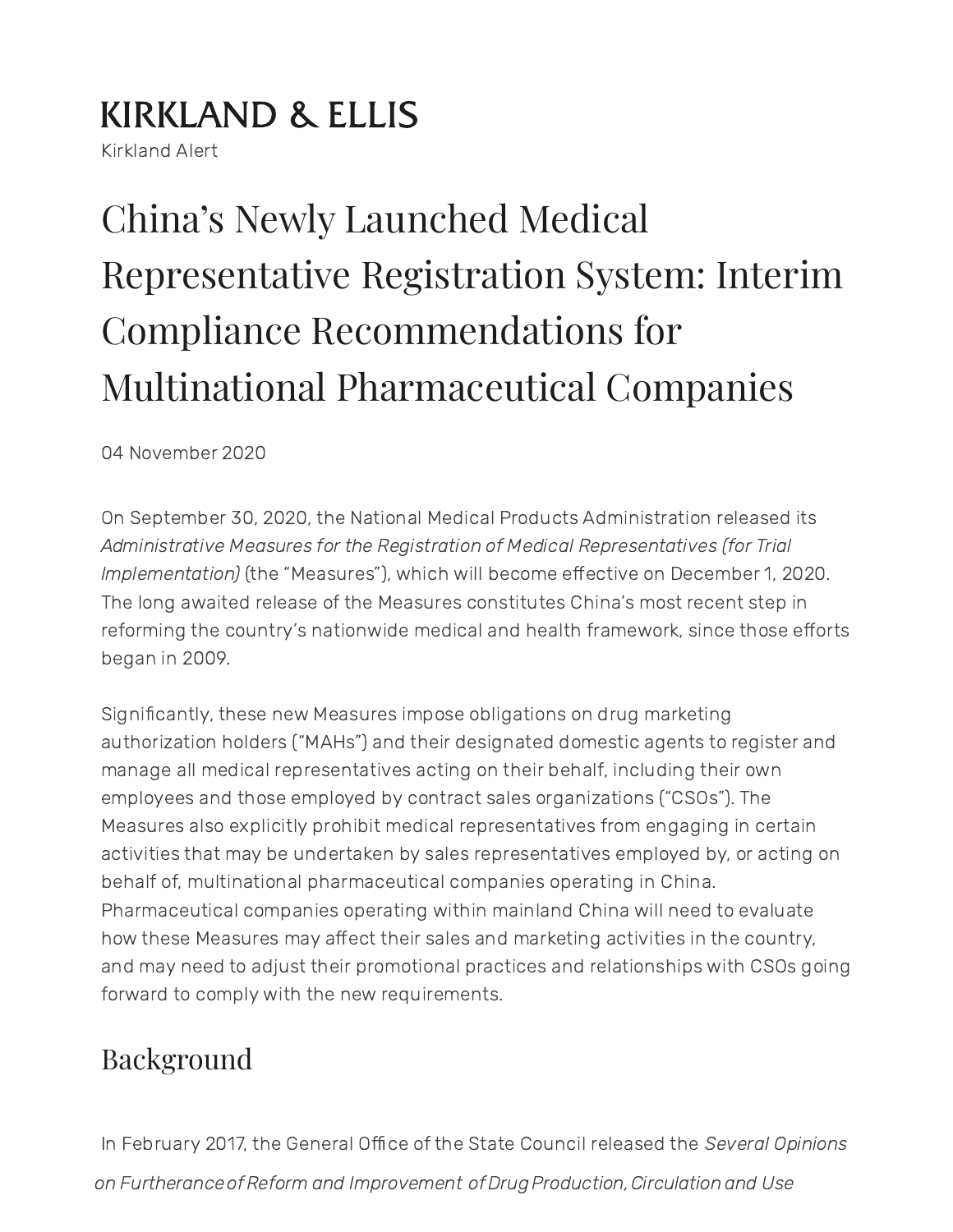KIRKLAND & ELLIS

Kirkland Alert

# China's Newly Launched Medical Representative Registration System: Interim Compliance Recommendations for Multinational Pharmaceutical Companies

04 November 2020

On September 30, 2020, the National Medical Products Administration released its *Administrative Measures for the Registration of Medical Representatives (for Trial Implementation)* (the "Measures"), which will become effective on December 1, 2020. The long awaited release of the Measures constitutes China's most recent step in reforming the country's nationwide medical and health framework, since those efforts began in 2009.

Significantly, these new Measures impose obligations on drug marketing authorization holders ("MAHs") and their designated domestic agents to register and manage all medical representatives acting on their behalf, including their own employees and those employed by contract sales organizations ("CSOs"). The Measures also explicitly prohibit medical representatives from engaging in certain activities that may be undertaken by sales representatives employed by, or acting on behalf of, multinational pharmaceutical companies operating in China. Pharmaceutical companies operating within mainland China will need to evaluate how these Measures may affect their sales and marketing activities in the country, and may need to adjust their promotional practices and relationships with CSOs going forward to comply with the new requirements.

## Background

In February 2017, the General Office of the State Council released the *Several Opinions on Furtherance of Reform and Improvement of Drug Production, Circulation and Use*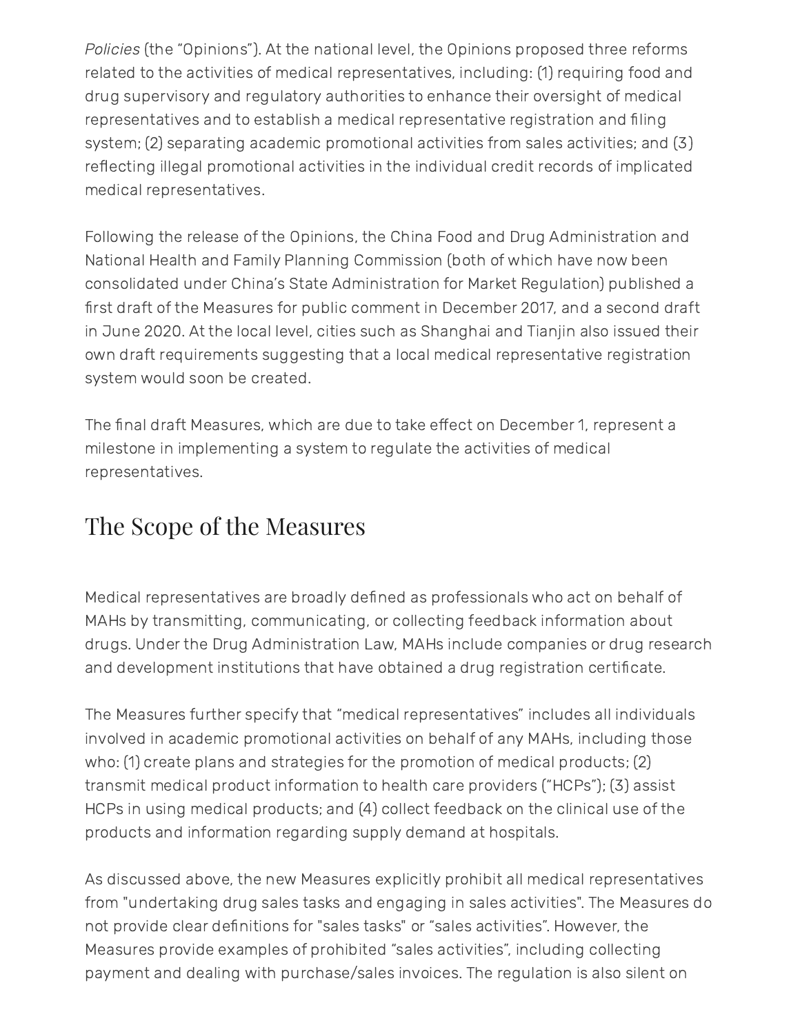*Policies* (the "Opinions"). At the national level, the Opinions proposed three reforms related to the activities of medical representatives, including: (1) requiring food and drug supervisory and regulatory authorities to enhance their oversight of medical representatives and to establish a medical representative registration and filing system; (2) separating academic promotional activities from sales activities; and (3) reflecting illegal promotional activities in the individual credit records of implicated medical representatives.

Following the release of the Opinions, the China Food and Drug Administration and National Health and Family Planning Commission (both of which have now been consolidated under China's State Administration for Market Regulation) published a first draft of the Measures for public comment in December 2017, and a second draft in June 2020. At the local level, cities such as Shanghai and Tianjin also issued their own draft requirements suggesting that a local medical representative registration system would soon be created.

The final draft Measures, which are due to take effect on December 1, represent a milestone in implementing a system to regulate the activities of medical representatives.

## The Scope of the Measures

Medical representatives are broadly defined as professionals who act on behalf of MAHs by transmitting, communicating, or collecting feedback information about drugs. Under the Drug Administration Law, MAHs include companies or drug research and development institutions that have obtained a drug registration certificate.

The Measures further specify that "medical representatives" includes all individuals involved in academic promotional activities on behalf of any MAHs, including those who: (1) create plans and strategies for the promotion of medical products; (2) transmit medical product information to health care providers ("HCPs"); (3) assist HCPs in using medical products; and (4) collect feedback on the clinical use of the products and information regarding supply demand at hospitals.

As discussed above, the new Measures explicitly prohibit all medical representatives from "undertaking drug sales tasks and engaging in sales activities". The Measures do not provide clear definitions for "sales tasks" or "sales activities". However, the Measures provide examples of prohibited "sales activities", including collecting payment and dealing with purchase/sales invoices. The regulation is also silent on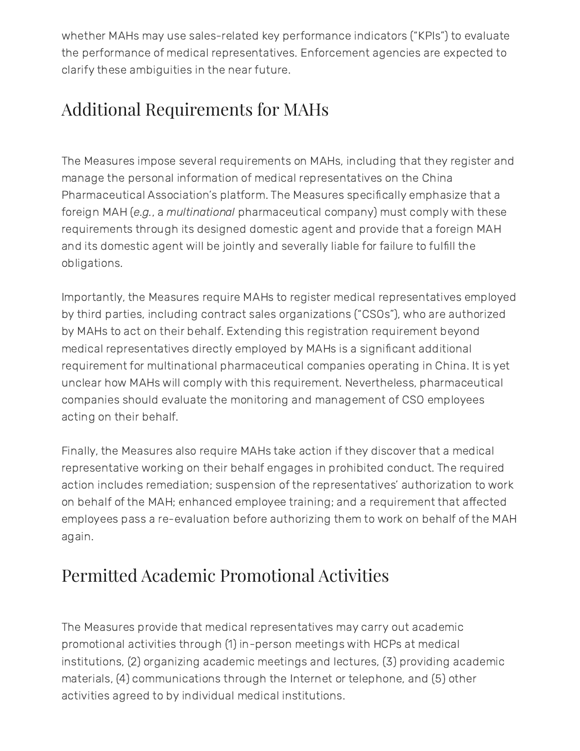whether MAHs may use sales-related key performance indicators ("KPIs") to evaluate the performance of medical representatives. Enforcement agencies are expected to clarify these ambiguities in the near future.

## Additional Requirements for MAHs

The Measures impose several requirements on MAHs, including that they register and manage the personal information of medical representatives on the China Pharmaceutical Association's platform. The Measures specifically emphasize that a foreign MAH (*e.g.*, a *multinational* pharmaceutical company) must comply with these requirements through its designed domestic agent and provide that a foreign MAH and its domestic agent will be jointly and severally liable for failure to fulfill the obligations.

Importantly, the Measures require MAHs to register medical representatives employed by third parties, including contract sales organizations ("CSOs"), who are authorized by MAHs to act on their behalf. Extending this registration requirement beyond medical representatives directly employed by MAHs is a significant additional requirement for multinational pharmaceutical companies operating in China. It is yet unclear how MAHs will comply with this requirement. Nevertheless, pharmaceutical companies should evaluate the monitoring and management of CSO employees acting on their behalf.

Finally, the Measures also require MAHs take action if they discover that a medical representative working on their behalf engages in prohibited conduct. The required action includes remediation; suspension of the representatives' authorization to work on behalf of the MAH; enhanced employee training; and a requirement that affected employees pass a re-evaluation before authorizing them to work on behalf of the MAH again.

## Permitted Academic Promotional Activities

The Measures provide that medical representatives may carry out academic promotional activities through (1) in-person meetings with HCPs at medical institutions, (2) organizing academic meetings and lectures, (3) providing academic materials, (4) communications through the Internet or telephone, and (5) other activities agreed to by individual medical institutions.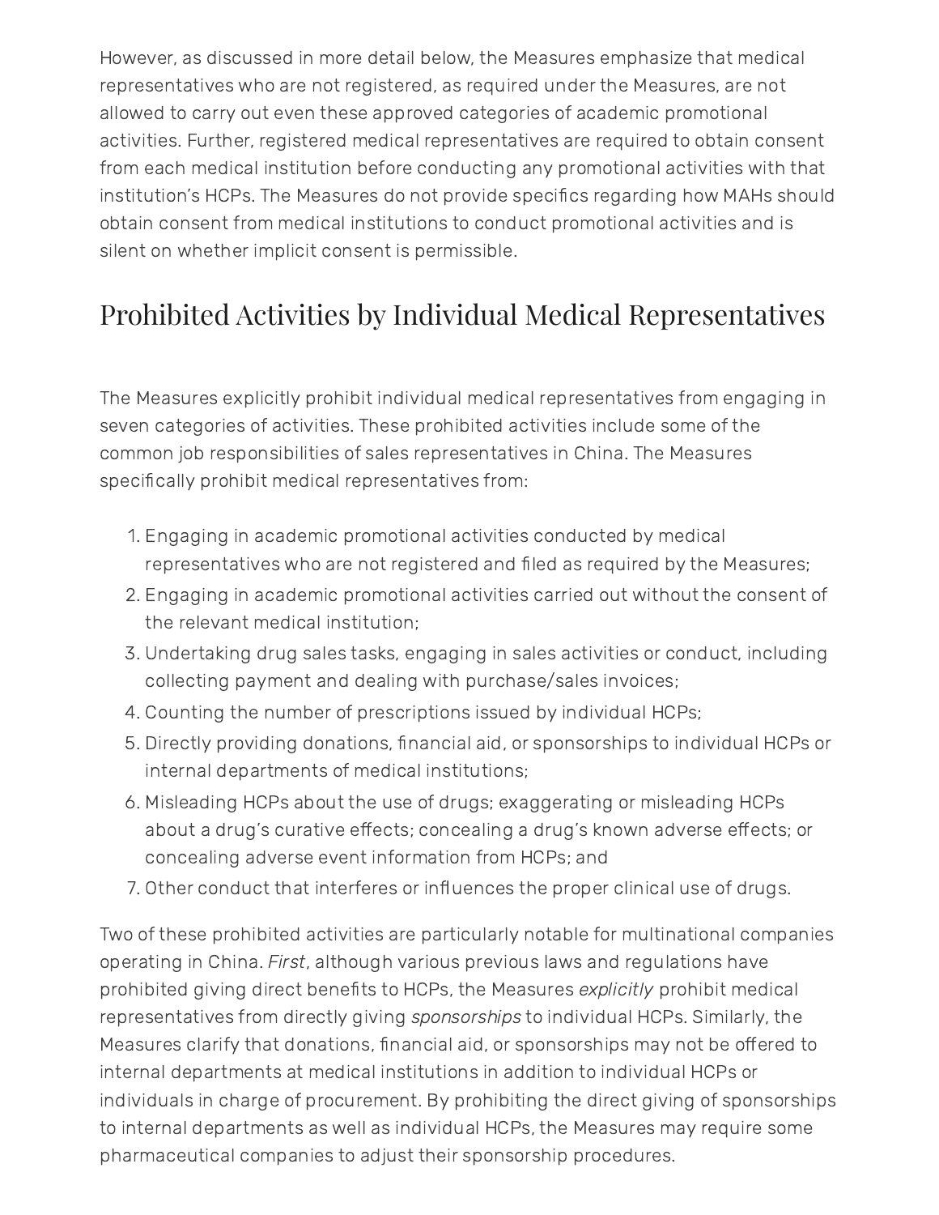However, as discussed in more detail below, the Measures emphasize that medical representatives who are not registered, as required under the Measures, are not allowed to carry out even these approved categories of academic promotional activities. Further, registered medical representatives are required to obtain consent from each medical institution before conducting any promotional activities with that institution's HCPs. The Measures do not provide specifics regarding how MAHs should obtain consent from medical institutions to conduct promotional activities and is silent on whether implicit consent is permissible.

## Prohibited Activities by Individual Medical Representatives

The Measures explicitly prohibit individual medical representatives from engaging in seven categories of activities. These prohibited activities include some of the common job responsibilities of sales representatives in China. The Measures specifically prohibit medical representatives from:

1. Engaging in academic promotional activities conducted by medical representatives who are not registered and filed as required by the Measures;
2. Engaging in academic promotional activities carried out without the consent of the relevant medical institution;
3. Undertaking drug sales tasks, engaging in sales activities or conduct, including collecting payment and dealing with purchase/sales invoices;
4. Counting the number of prescriptions issued by individual HCPs;
5. Directly providing donations, financial aid, or sponsorships to individual HCPs or internal departments of medical institutions;
6. Misleading HCPs about the use of drugs; exaggerating or misleading HCPs about a drug's curative effects; concealing a drug's known adverse effects; or concealing adverse event information from HCPs; and
7. Other conduct that interferes or influences the proper clinical use of drugs.

Two of these prohibited activities are particularly notable for multinational companies operating in China. *First*, although various previous laws and regulations have prohibited giving direct benefits to HCPs, the Measures *explicitly* prohibit medical representatives from directly giving *sponsorships* to individual HCPs. Similarly, the Measures clarify that donations, financial aid, or sponsorships may not be offered to internal departments at medical institutions in addition to individual HCPs or individuals in charge of procurement. By prohibiting the direct giving of sponsorships to internal departments as well as individual HCPs, the Measures may require some pharmaceutical companies to adjust their sponsorship procedures.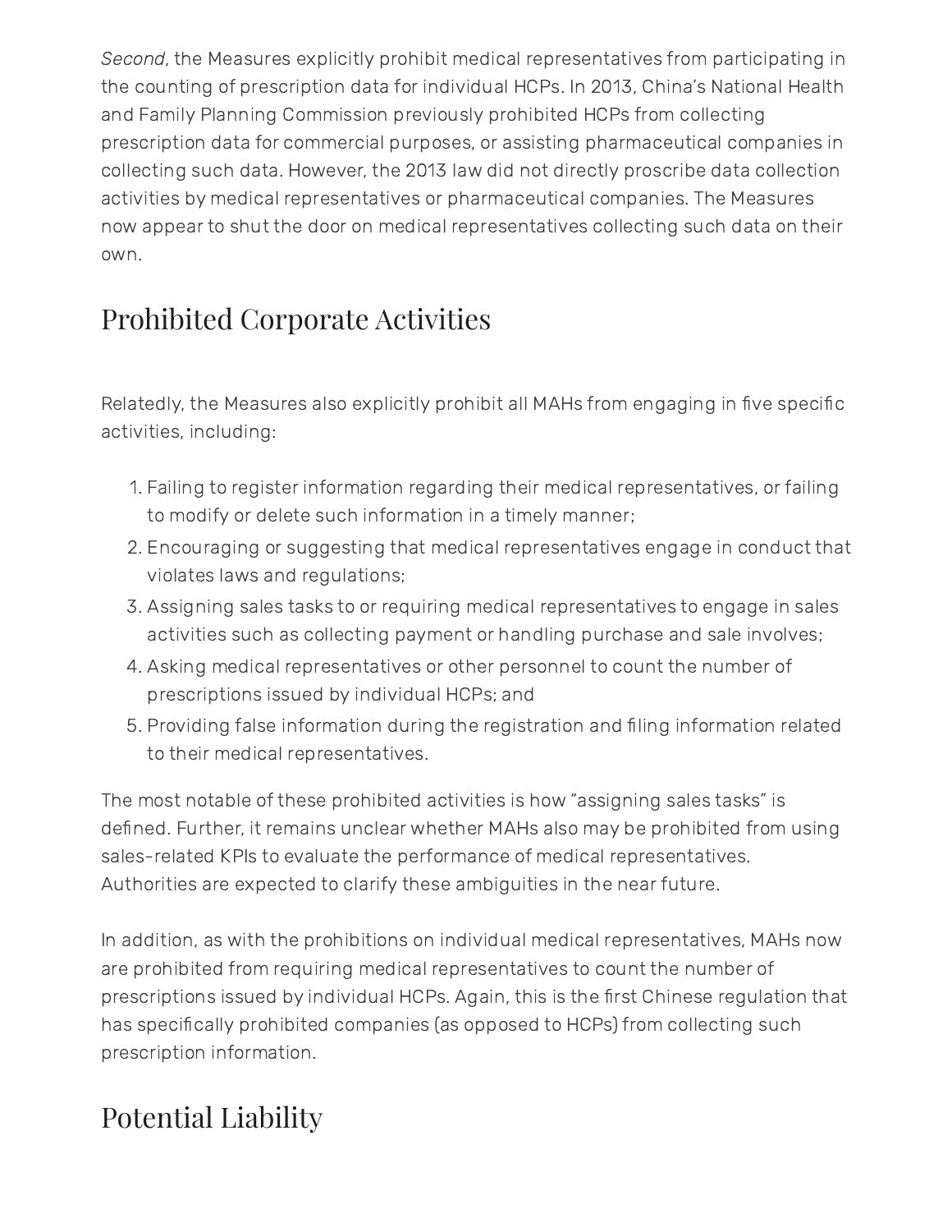*Second*, the Measures explicitly prohibit medical representatives from participating in the counting of prescription data for individual HCPs. In 2013, China's National Health and Family Planning Commission previously prohibited HCPs from collecting prescription data for commercial purposes, or assisting pharmaceutical companies in collecting such data. However, the 2013 law did not directly proscribe data collection activities by medical representatives or pharmaceutical companies. The Measures now appear to shut the door on medical representatives collecting such data on their own.

## Prohibited Corporate Activities

Relatedly, the Measures also explicitly prohibit all MAHs from engaging in five specific activities, including:

1. Failing to register information regarding their medical representatives, or failing to modify or delete such information in a timely manner;
2. Encouraging or suggesting that medical representatives engage in conduct that violates laws and regulations;
3. Assigning sales tasks to or requiring medical representatives to engage in sales activities such as collecting payment or handling purchase and sale involves;
4. Asking medical representatives or other personnel to count the number of prescriptions issued by individual HCPs; and
5. Providing false information during the registration and filing information related to their medical representatives.

The most notable of these prohibited activities is how "assigning sales tasks" is defined. Further, it remains unclear whether MAHs also may be prohibited from using sales-related KPIs to evaluate the performance of medical representatives. Authorities are expected to clarify these ambiguities in the near future.

In addition, as with the prohibitions on individual medical representatives, MAHs now are prohibited from requiring medical representatives to count the number of prescriptions issued by individual HCPs. Again, this is the first Chinese regulation that has specifically prohibited companies (as opposed to HCPs) from collecting such prescription information.

## Potential Liability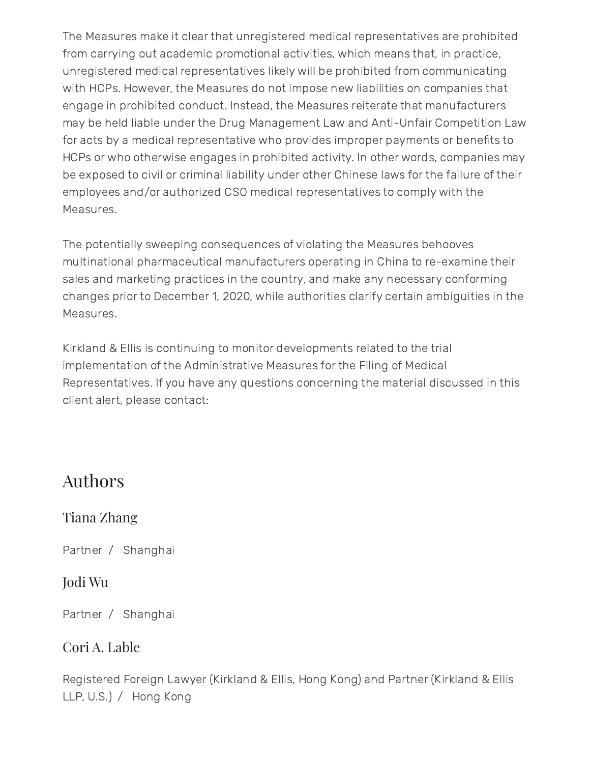The Measures make it clear that unregistered medical representatives are prohibited from carrying out academic promotional activities, which means that, in practice, unregistered medical representatives likely will be prohibited from communicating with HCPs. However, the Measures do not impose new liabilities on companies that engage in prohibited conduct. Instead, the Measures reiterate that manufacturers may be held liable under the Drug Management Law and Anti-Unfair Competition Law for acts by a medical representative who provides improper payments or benefits to HCPs or who otherwise engages in prohibited activity. In other words, companies may be exposed to civil or criminal liability under other Chinese laws for the failure of their employees and/or authorized CSO medical representatives to comply with the Measures.

The potentially sweeping consequences of violating the Measures behooves multinational pharmaceutical manufacturers operating in China to re-examine their sales and marketing practices in the country, and make any necessary conforming changes prior to December 1, 2020, while authorities clarify certain ambiguities in the Measures.

Kirkland & Ellis is continuing to monitor developments related to the trial implementation of the Administrative Measures for the Filing of Medical Representatives. If you have any questions concerning the material discussed in this client alert, please contact:

# Authors

## Tiana Zhang

Partner / Shanghai

## Jodi Wu

Partner / Shanghai

## Cori A. Lable

Registered Foreign Lawyer (Kirkland & Ellis, Hong Kong) and Partner (Kirkland & Ellis LLP, U.S.) / Hong Kong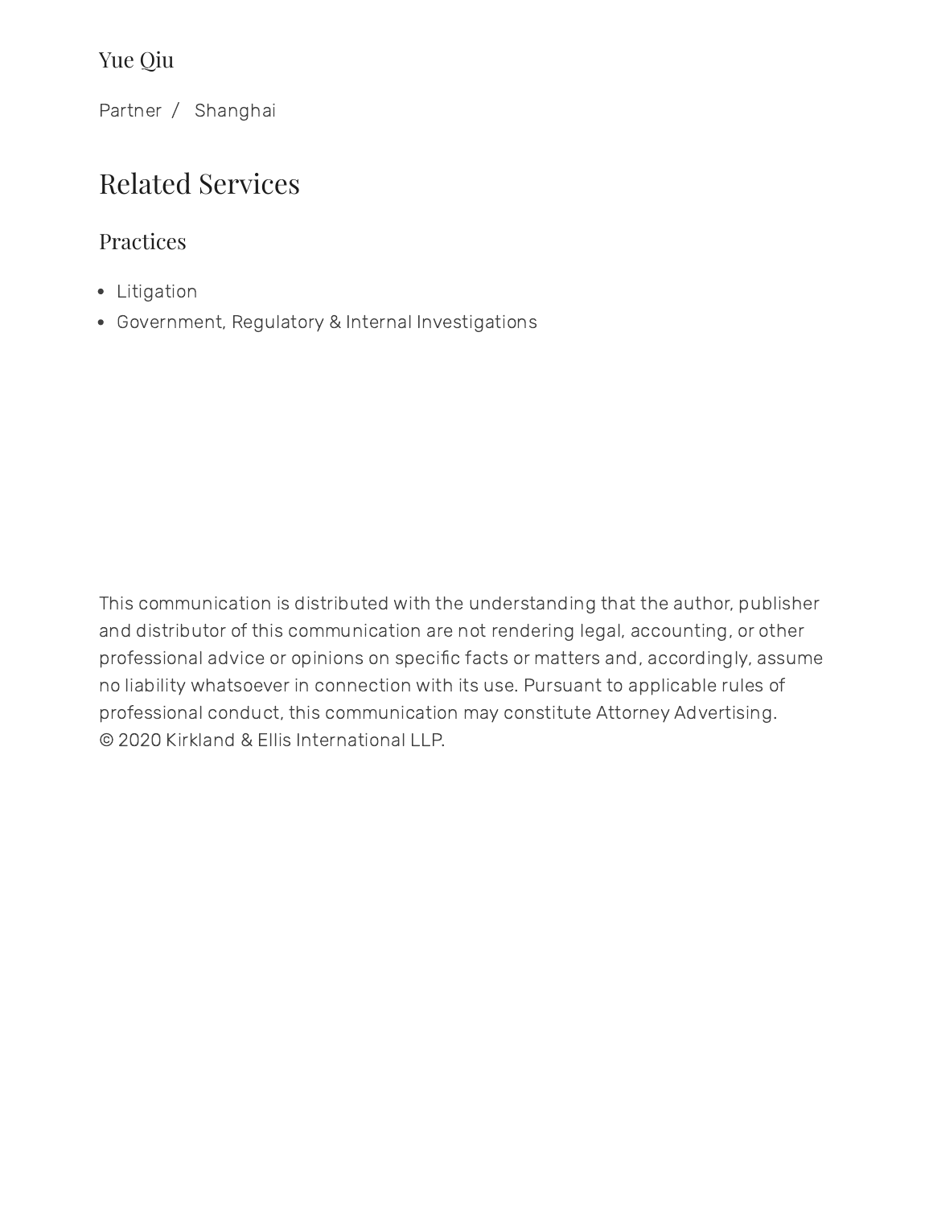Yue Qiu

Partner / Shanghai

# Related Services

## Practices

- Litigation
- Government, Regulatory & Internal Investigations

This communication is distributed with the understanding that the author, publisher and distributor of this communication are not rendering legal, accounting, or other professional advice or opinions on specific facts or matters and, accordingly, assume no liability whatsoever in connection with its use. Pursuant to applicable rules of professional conduct, this communication may constitute Attorney Advertising.
© 2020 Kirkland & Ellis International LLP.